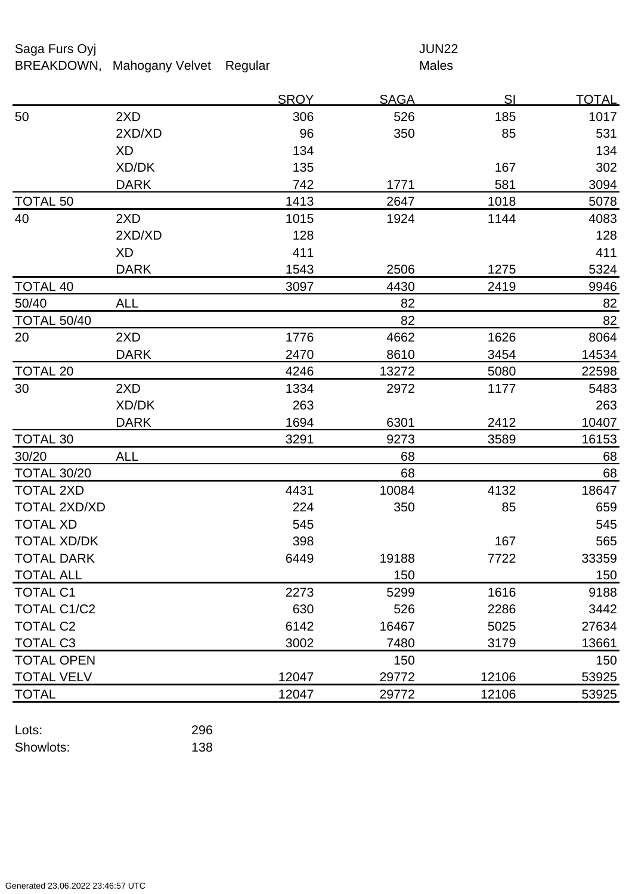Saga Furs Oyj

BREAKDOWN, Mahogany Velvet Regular

JUN22

Males

| | | SROY | SAGA | SI | TOTAL |
|---|---|---|---|---|---|
| 50 | 2XD | 306 | 526 | 185 | 1017 |
| | 2XD/XD | 96 | 350 | 85 | 531 |
| | XD | 134 | | | 134 |
| | XD/DK | 135 | | 167 | 302 |
| | DARK | 742 | 1771 | 581 | 3094 |
| TOTAL 50 | | 1413 | 2647 | 1018 | 5078 |
| 40 | 2XD | 1015 | 1924 | 1144 | 4083 |
| | 2XD/XD | 128 | | | 128 |
| | XD | 411 | | | 411 |
| | DARK | 1543 | 2506 | 1275 | 5324 |
| TOTAL 40 | | 3097 | 4430 | 2419 | 9946 |
| 50/40 | ALL | | 82 | | 82 |
| TOTAL 50/40 | | | 82 | | 82 |
| 20 | 2XD | 1776 | 4662 | 1626 | 8064 |
| | DARK | 2470 | 8610 | 3454 | 14534 |
| TOTAL 20 | | 4246 | 13272 | 5080 | 22598 |
| 30 | 2XD | 1334 | 2972 | 1177 | 5483 |
| | XD/DK | 263 | | | 263 |
| | DARK | 1694 | 6301 | 2412 | 10407 |
| TOTAL 30 | | 3291 | 9273 | 3589 | 16153 |
| 30/20 | ALL | | 68 | | 68 |
| TOTAL 30/20 | | | 68 | | 68 |
| TOTAL 2XD | | 4431 | 10084 | 4132 | 18647 |
| TOTAL 2XD/XD | | 224 | 350 | 85 | 659 |
| TOTAL XD | | 545 | | | 545 |
| TOTAL XD/DK | | 398 | | 167 | 565 |
| TOTAL DARK | | 6449 | 19188 | 7722 | 33359 |
| TOTAL ALL | | | 150 | | 150 |
| TOTAL C1 | | 2273 | 5299 | 1616 | 9188 |
| TOTAL C1/C2 | | 630 | 526 | 2286 | 3442 |
| TOTAL C2 | | 6142 | 16467 | 5025 | 27634 |
| TOTAL C3 | | 3002 | 7480 | 3179 | 13661 |
| TOTAL OPEN | | | 150 | | 150 |
| TOTAL VELV | | 12047 | 29772 | 12106 | 53925 |
| TOTAL | | 12047 | 29772 | 12106 | 53925 |

Lots: 296

Showlots: 138

Generated 23.06.2022 23:46:57 UTC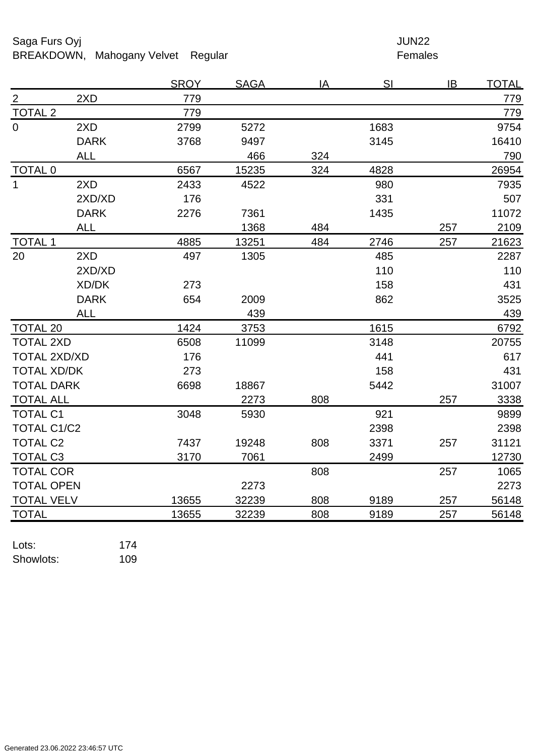Saga Furs Oyj

BREAKDOWN, Mahogany Velvet Regular

JUN22

Females

| | | SROY | SAGA | IA | SI | IB | TOTAL |
|---|---|---|---|---|---|---|---|
| 2 | 2XD | 779 | | | | | 779 |
| TOTAL 2 | | 779 | | | | | 779 |
| 0 | 2XD | 2799 | 5272 | | 1683 | | 9754 |
| | DARK | 3768 | 9497 | | 3145 | | 16410 |
| | ALL | | 466 | 324 | | | 790 |
| TOTAL 0 | | 6567 | 15235 | 324 | 4828 | | 26954 |
| 1 | 2XD | 2433 | 4522 | | 980 | | 7935 |
| | 2XD/XD | 176 | | | 331 | | 507 |
| | DARK | 2276 | 7361 | | 1435 | | 11072 |
| | ALL | | 1368 | 484 | | 257 | 2109 |
| TOTAL 1 | | 4885 | 13251 | 484 | 2746 | 257 | 21623 |
| 20 | 2XD | 497 | 1305 | | 485 | | 2287 |
| | 2XD/XD | | | | 110 | | 110 |
| | XD/DK | 273 | | | 158 | | 431 |
| | DARK | 654 | 2009 | | 862 | | 3525 |
| | ALL | | 439 | | | | 439 |
| TOTAL 20 | | 1424 | 3753 | | 1615 | | 6792 |
| TOTAL 2XD | | 6508 | 11099 | | 3148 | | 20755 |
| TOTAL 2XD/XD | | 176 | | | 441 | | 617 |
| TOTAL XD/DK | | 273 | | | 158 | | 431 |
| TOTAL DARK | | 6698 | 18867 | | 5442 | | 31007 |
| TOTAL ALL | | | 2273 | 808 | | 257 | 3338 |
| TOTAL C1 | | 3048 | 5930 | | 921 | | 9899 |
| TOTAL C1/C2 | | | | | 2398 | | 2398 |
| TOTAL C2 | | 7437 | 19248 | 808 | 3371 | 257 | 31121 |
| TOTAL C3 | | 3170 | 7061 | | 2499 | | 12730 |
| TOTAL COR | | | | 808 | | 257 | 1065 |
| TOTAL OPEN | | | 2273 | | | | 2273 |
| TOTAL VELV | | 13655 | 32239 | 808 | 9189 | 257 | 56148 |
| TOTAL | | 13655 | 32239 | 808 | 9189 | 257 | 56148 |

Lots: 174

Showlots: 109

Generated 23.06.2022 23:46:57 UTC